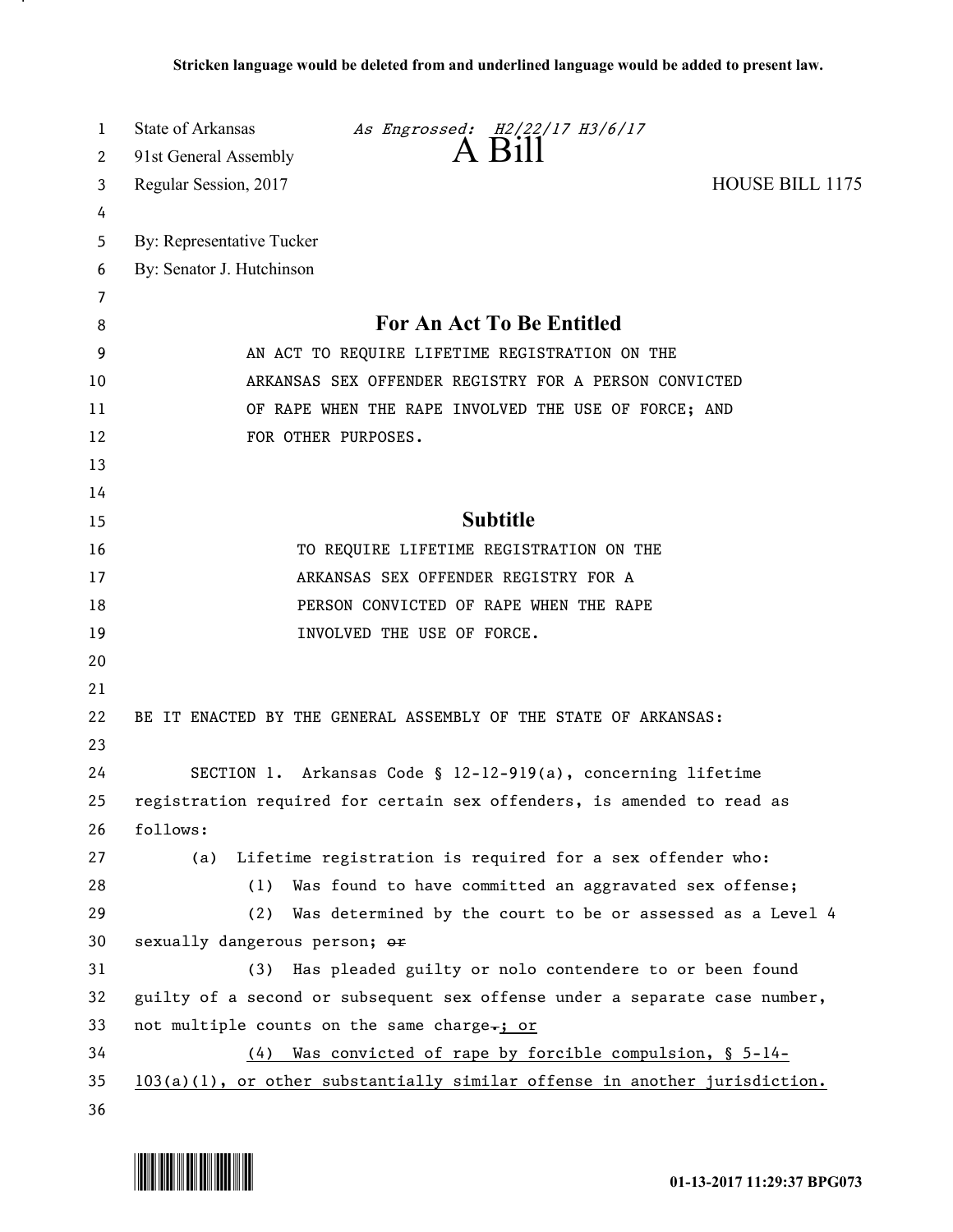**Stricken language would be deleted from and underlined language would be added to present law.**

State of Arkansas *As Engrossed: H2/22/17 H3/6/17*
91st General Assembly
Regular Session, 2017

# A Bill

HOUSE BILL 1175

By: Representative Tucker
By: Senator J. Hutchinson

## For An Act To Be Entitled

AN ACT TO REQUIRE LIFETIME REGISTRATION ON THE ARKANSAS SEX OFFENDER REGISTRY FOR A PERSON CONVICTED OF RAPE WHEN THE RAPE INVOLVED THE USE OF FORCE; AND FOR OTHER PURPOSES.

## Subtitle

TO REQUIRE LIFETIME REGISTRATION ON THE ARKANSAS SEX OFFENDER REGISTRY FOR A PERSON CONVICTED OF RAPE WHEN THE RAPE INVOLVED THE USE OF FORCE.

BE IT ENACTED BY THE GENERAL ASSEMBLY OF THE STATE OF ARKANSAS:

SECTION 1. Arkansas Code § 12-12-919(a), concerning lifetime registration required for certain sex offenders, is amended to read as follows:

(a) Lifetime registration is required for a sex offender who:

(1) Was found to have committed an aggravated sex offense;

(2) Was determined by the court to be or assessed as a Level 4 sexually dangerous person; ~~or~~

(3) Has pleaded guilty or nolo contendere to or been found guilty of a second or subsequent sex offense under a separate case number, not multiple counts on the same charge~~.~~<u>; or</u>

<u>(4) Was convicted of rape by forcible compulsion, § 5-14-103(a)(1), or other substantially similar offense in another jurisdiction.</u>

01-13-2017 11:29:37 BPG073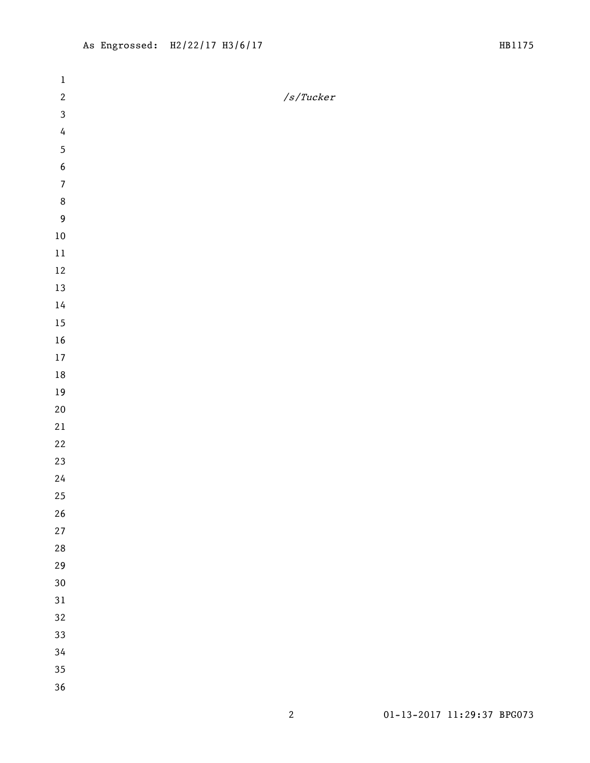*/s/Tucker*